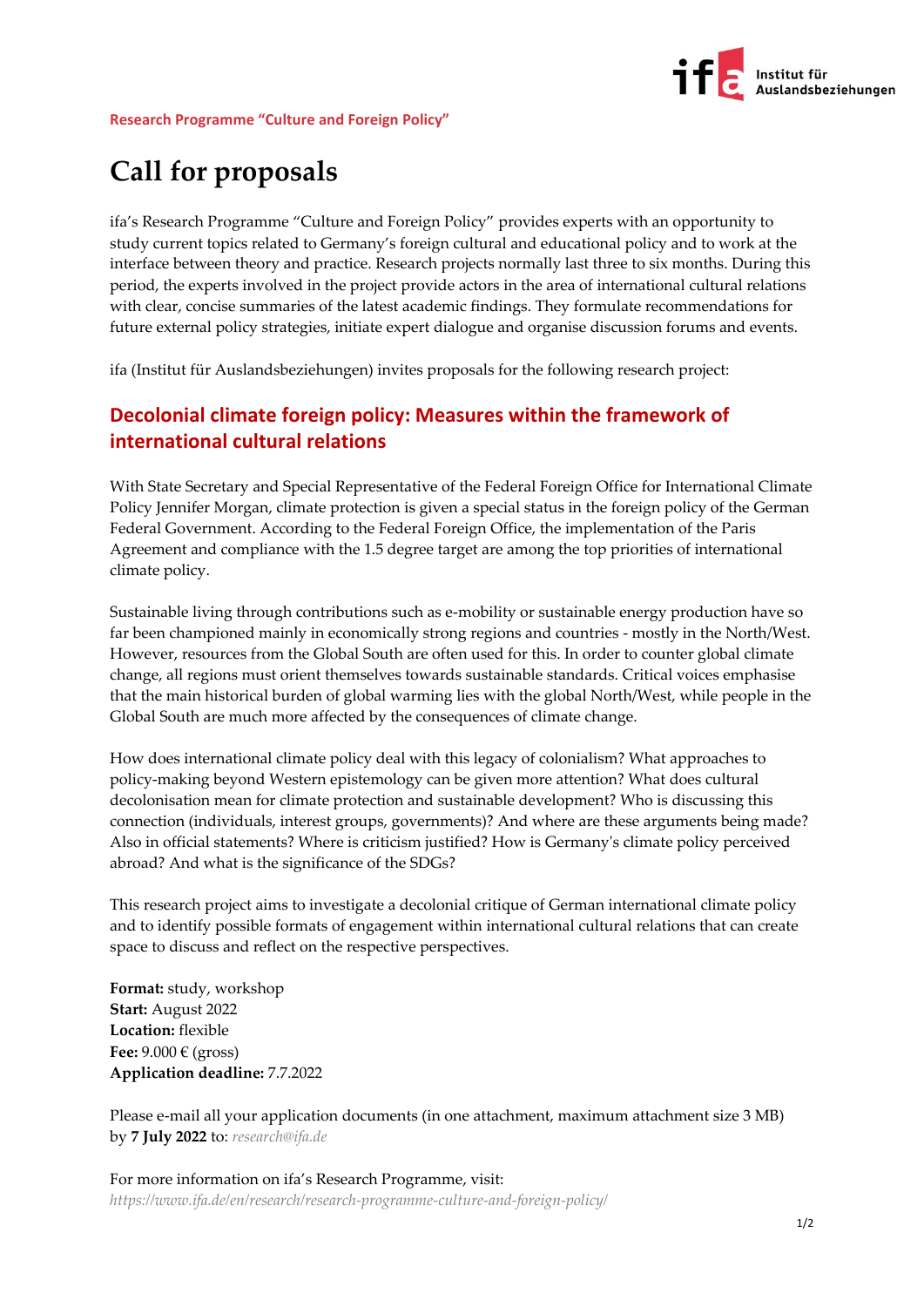Research Programme "Culture and Foreign Policy"

# Call for proposals

ifa's Research Programme "Culture and Foreign Policy" provides experts with an opportunity to study current topics related to Germany's foreign cultural and educational policy and to work at the interface between theory and practice. Research projects normally last three to six months. During this period, the experts involved in the project provide actors in the area of international cultural relations with clear, concise summaries of the latest academic findings. They formulate recommendations for future external policy strategies, initiate expert dialogue and organise discussion forums and events.

ifa (Institut für Auslandsbeziehungen) invites proposals for the following research project:

## Decolonial climate foreign policy: Measures within the framework of international cultural relations

With State Secretary and Special Representative of the Federal Foreign Office for International Climate Policy Jennifer Morgan, climate protection is given a special status in the foreign policy of the German Federal Government. According to the Federal Foreign Office, the implementation of the Paris Agreement and compliance with the 1.5 degree target are among the top priorities of international climate policy.

Sustainable living through contributions such as e-mobility or sustainable energy production have so far been championed mainly in economically strong regions and countries - mostly in the North/West. However, resources from the Global South are often used for this. In order to counter global climate change, all regions must orient themselves towards sustainable standards. Critical voices emphasise that the main historical burden of global warming lies with the global North/West, while people in the Global South are much more affected by the consequences of climate change.

How does international climate policy deal with this legacy of colonialism? What approaches to policy-making beyond Western epistemology can be given more attention? What does cultural decolonisation mean for climate protection and sustainable development? Who is discussing this connection (individuals, interest groups, governments)? And where are these arguments being made? Also in official statements? Where is criticism justified? How is Germany's climate policy perceived abroad? And what is the significance of the SDGs?

This research project aims to investigate a decolonial critique of German international climate policy and to identify possible formats of engagement within international cultural relations that can create space to discuss and reflect on the respective perspectives.

**Format:** study, workshop
**Start:** August 2022
**Location:** flexible
**Fee:** 9.000 € (gross)
**Application deadline:** 7.7.2022

Please e-mail all your application documents (in one attachment, maximum attachment size 3 MB) by **7 July 2022** to: *research@ifa.de*

For more information on ifa's Research Programme, visit:
*https://www.ifa.de/en/research/research-programme-culture-and-foreign-policy/*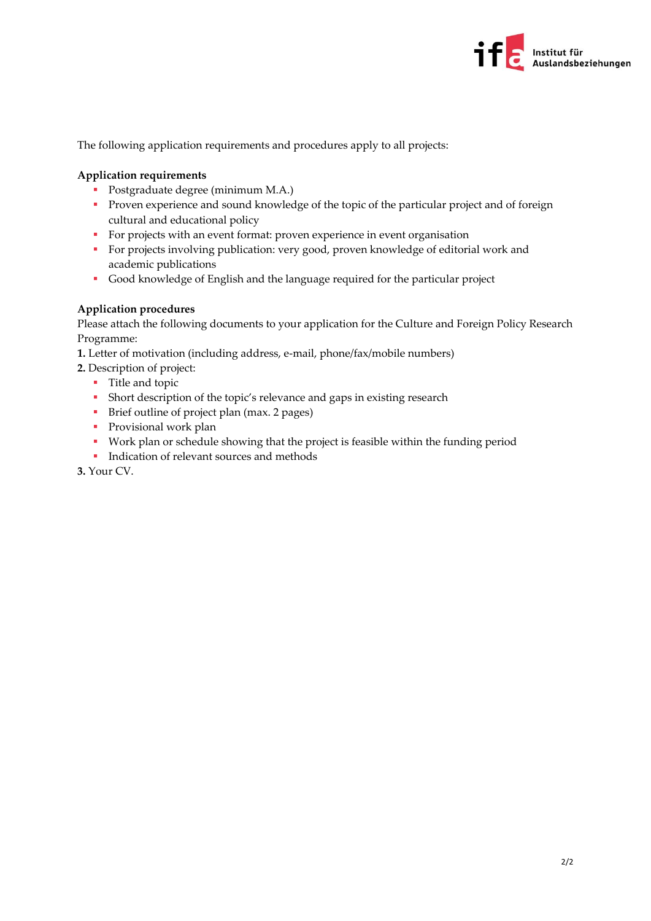The following application requirements and procedures apply to all projects:

**Application requirements**

- Postgraduate degree (minimum M.A.)
- Proven experience and sound knowledge of the topic of the particular project and of foreign cultural and educational policy
- For projects with an event format: proven experience in event organisation
- For projects involving publication: very good, proven knowledge of editorial work and academic publications
- Good knowledge of English and the language required for the particular project

**Application procedures**

Please attach the following documents to your application for the Culture and Foreign Policy Research Programme:

**1.** Letter of motivation (including address, e-mail, phone/fax/mobile numbers)

**2.** Description of project:

- Title and topic
- Short description of the topic's relevance and gaps in existing research
- Brief outline of project plan (max. 2 pages)
- Provisional work plan
- Work plan or schedule showing that the project is feasible within the funding period
- Indication of relevant sources and methods

**3.** Your CV.